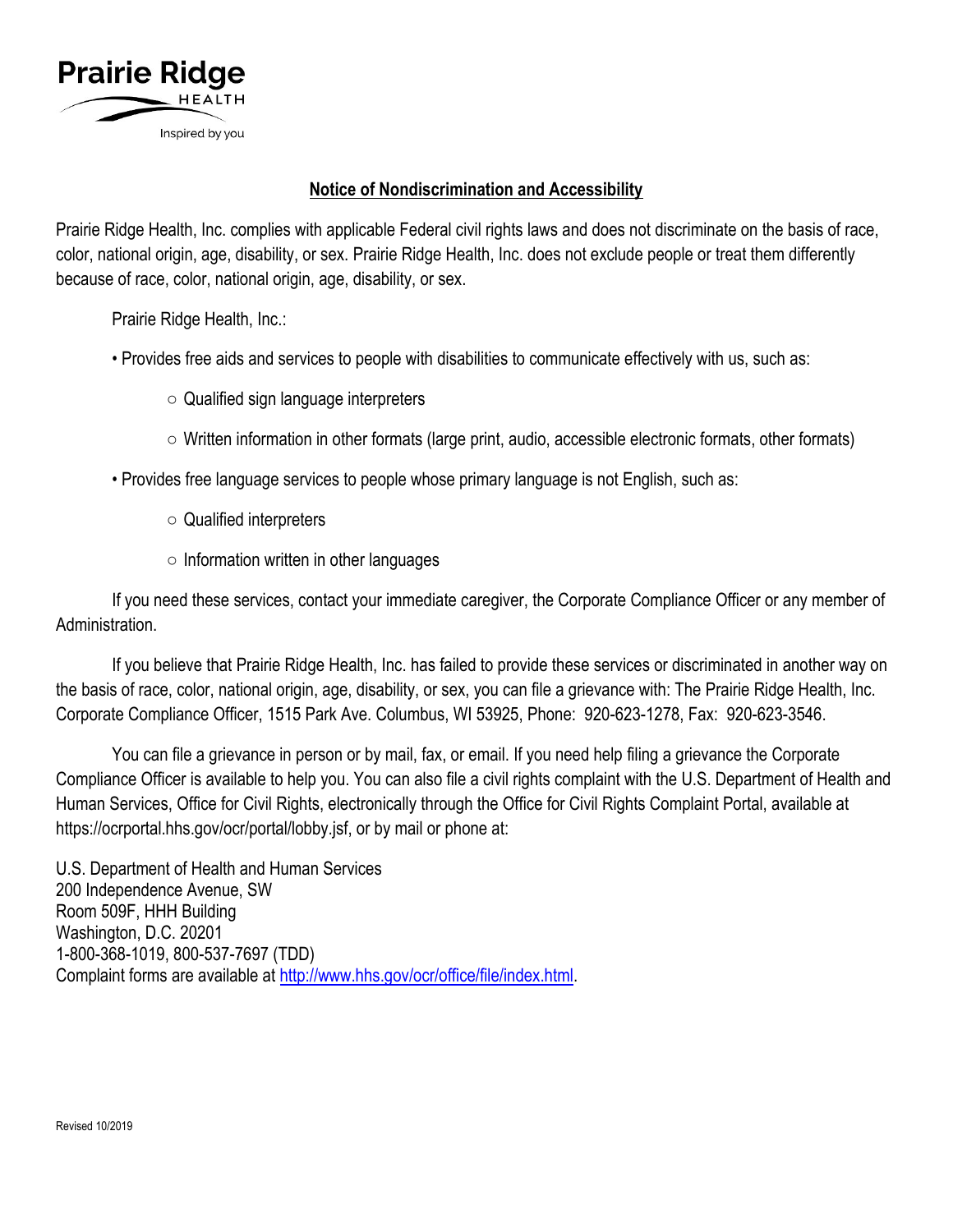Prairie Ridge HEALTH

Inspired by you

# Notice of Nondiscrimination and Accessibility

Prairie Ridge Health, Inc. complies with applicable Federal civil rights laws and does not discriminate on the basis of race, color, national origin, age, disability, or sex. Prairie Ridge Health, Inc. does not exclude people or treat them differently because of race, color, national origin, age, disability, or sex.

Prairie Ridge Health, Inc.:

- Provides free aids and services to people with disabilities to communicate effectively with us, such as:
  - Qualified sign language interpreters
  - Written information in other formats (large print, audio, accessible electronic formats, other formats)
- Provides free language services to people whose primary language is not English, such as:
  - Qualified interpreters
  - Information written in other languages

If you need these services, contact your immediate caregiver, the Corporate Compliance Officer or any member of Administration.

If you believe that Prairie Ridge Health, Inc. has failed to provide these services or discriminated in another way on the basis of race, color, national origin, age, disability, or sex, you can file a grievance with: The Prairie Ridge Health, Inc. Corporate Compliance Officer, 1515 Park Ave. Columbus, WI 53925, Phone: 920-623-1278, Fax: 920-623-3546.

You can file a grievance in person or by mail, fax, or email. If you need help filing a grievance the Corporate Compliance Officer is available to help you. You can also file a civil rights complaint with the U.S. Department of Health and Human Services, Office for Civil Rights, electronically through the Office for Civil Rights Complaint Portal, available at https://ocrportal.hhs.gov/ocr/portal/lobby.jsf, or by mail or phone at:

U.S. Department of Health and Human Services
200 Independence Avenue, SW
Room 509F, HHH Building
Washington, D.C. 20201
1-800-368-1019, 800-537-7697 (TDD)
Complaint forms are available at http://www.hhs.gov/ocr/office/file/index.html.

Revised 10/2019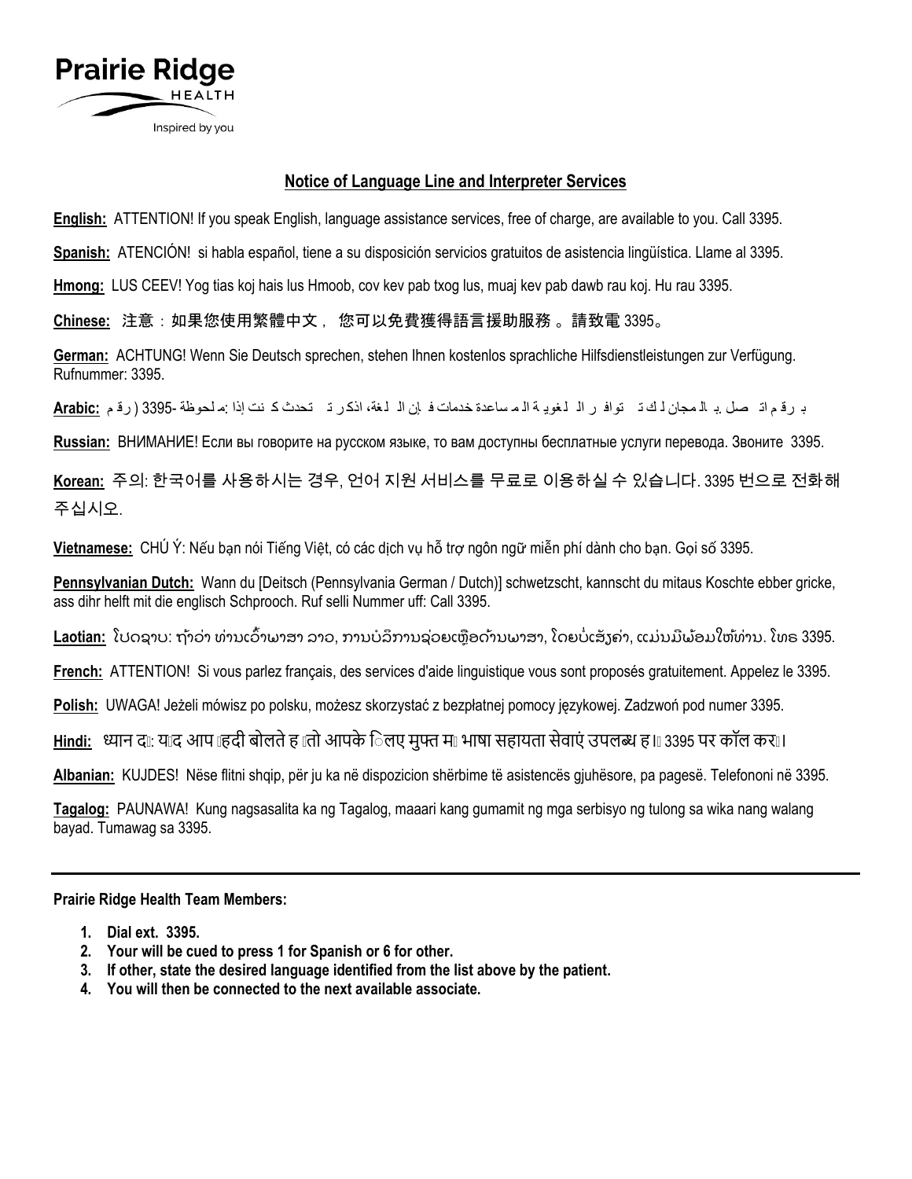**Prairie Ridge**
HEALTH
Inspired by you

## Notice of Language Line and Interpreter Services

**English:** ATTENTION! If you speak English, language assistance services, free of charge, are available to you. Call 3395.

**Spanish:** ATENCIÓN! si habla español, tiene a su disposición servicios gratuitos de asistencia lingüística. Llame al 3395.

**Hmong:** LUS CEEV! Yog tias koj hais lus Hmoob, cov kev pab txog lus, muaj kev pab dawb rau koj. Hu rau 3395.

**Chinese:** 注意：如果您使用繁體中文，您可以免費獲得語言援助服務。請致電 3395。

**German:** ACHTUNG! Wenn Sie Deutsch sprechen, stehen Ihnen kostenlos sprachliche Hilfsdienstleistungen zur Verfügung. Rufnummer: 3395.

**Arabic:** ملحوظة: إذا كنت تتحدث اذكر اللغة، فإن خدمات المساعدة اللغوية تتوافر لك بالمجان. اتصل برقم 3395- (رقم

**Russian:** ВНИМАНИЕ! Если вы говорите на русском языке, то вам доступны бесплатные услуги перевода. Звоните 3395.

**Korean:** 주의: 한국어를 사용하시는 경우, 언어 지원 서비스를 무료로 이용하실 수 있습니다. 3395 번으로 전화해 주십시오.

**Vietnamese:** CHÚ Ý: Nếu bạn nói Tiếng Việt, có các dịch vụ hỗ trợ ngôn ngữ miễn phí dành cho bạn. Gọi số 3395.

**Pennsylvanian Dutch:** Wann du [Deitsch (Pennsylvania German / Dutch)] schwetzscht, kannscht du mitaus Koschte ebber gricke, ass dihr helft mit die englisch Schprooch. Ruf selli Nummer uff: Call 3395.

**Laotian:** ໂປດຊາບ: ຖ້າວ່າ ທ່ານເວົ້າພາສາ ລາວ, ການບໍລິການຊ່ວຍເຫຼືອດ້ານພາສາ, ໂດຍບໍ່ເສັຽຄ່າ, ແມ່ນມີພ້ອມໃຫ້ທ່ານ. ໂທຣ 3395.

**French:** ATTENTION! Si vous parlez français, des services d'aide linguistique vous sont proposés gratuitement. Appelez le 3395.

**Polish:** UWAGA! Jeżeli mówisz po polsku, możesz skorzystać z bezpłatnej pomocy językowej. Zadzwoń pod numer 3395.

**Hindi:** ध्यान दें: यदि आप हिंदी बोलते हैं तो आपके लिए मुफ्त में भाषा सहायता सेवाएं उपलब्ध हैं। 3395 पर कॉल करें।

**Albanian:** KUJDES! Nëse flitni shqip, për ju ka në dispozicion shërbime të asistencës gjuhësore, pa pagesë. Telefononi në 3395.

**Tagalog:** PAUNAWA! Kung nagsasalita ka ng Tagalog, maaari kang gumamit ng mga serbisyo ng tulong sa wika nang walang bayad. Tumawag sa 3395.

---

**Prairie Ridge Health Team Members:**

1. **Dial ext. 3395.**
2. **Your will be cued to press 1 for Spanish or 6 for other.**
3. **If other, state the desired language identified from the list above by the patient.**
4. **You will then be connected to the next available associate.**